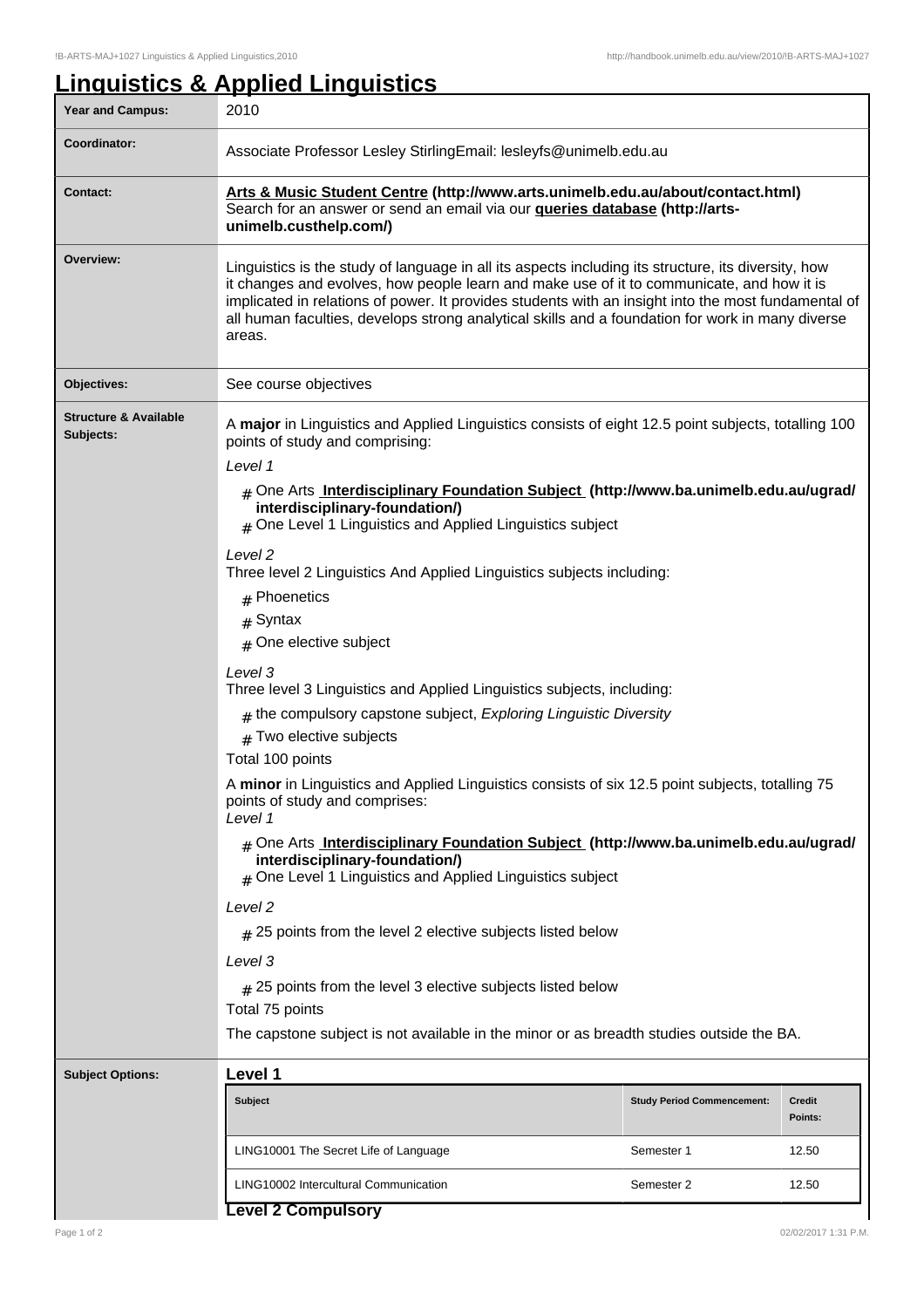# Linguistics & Applied Linguistics

| Year and Campus: | 2010 |
|---|---|
| Coordinator: | Associate Professor Lesley StirlingEmail: lesleyfs@unimelb.edu.au |
| Contact: | **Arts & Music Student Centre (http://www.arts.unimelb.edu.au/about/contact.html)** Search for an answer or send an email via our **queries database (http://arts-unimelb.custhelp.com/)** |
| Overview: | Linguistics is the study of language in all its aspects including its structure, its diversity, how it changes and evolves, how people learn and make use of it to communicate, and how it is implicated in relations of power. It provides students with an insight into the most fundamental of all human faculties, develops strong analytical skills and a foundation for work in many diverse areas. |
| Objectives: | See course objectives |

**Structure & Available Subjects:**

A **major** in Linguistics and Applied Linguistics consists of eight 12.5 point subjects, totalling 100 points of study and comprising:

*Level 1*

- One Arts **Interdisciplinary Foundation Subject (http://www.ba.unimelb.edu.au/ugrad/interdisciplinary-foundation/)**
- One Level 1 Linguistics and Applied Linguistics subject

*Level 2*

Three level 2 Linguistics And Applied Linguistics subjects including:

- Phoenetics
- Syntax
- One elective subject

*Level 3*

Three level 3 Linguistics and Applied Linguistics subjects, including:

- the compulsory capstone subject, *Exploring Linguistic Diversity*
- Two elective subjects

Total 100 points

A **minor** in Linguistics and Applied Linguistics consists of six 12.5 point subjects, totalling 75 points of study and comprises:

*Level 1*

- One Arts **Interdisciplinary Foundation Subject (http://www.ba.unimelb.edu.au/ugrad/interdisciplinary-foundation/)**
- One Level 1 Linguistics and Applied Linguistics subject

*Level 2*

- 25 points from the level 2 elective subjects listed below

*Level 3*

- 25 points from the level 3 elective subjects listed below

Total 75 points

The capstone subject is not available in the minor or as breadth studies outside the BA.

**Subject Options:**

**Level 1**

| Subject | Study Period Commencement: | Credit Points: |
|---|---|---|
| LING10001 The Secret Life of Language | Semester 1 | 12.50 |
| LING10002 Intercultural Communication | Semester 2 | 12.50 |

**Level 2 Compulsory**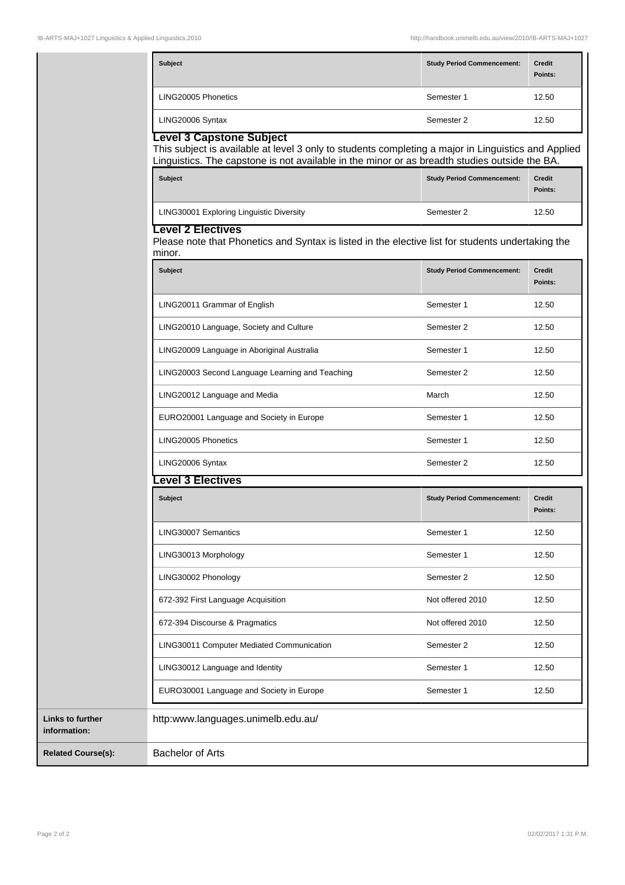| Subject | Study Period Commencement: | Credit Points: |
| --- | --- | --- |
| LING20005 Phonetics | Semester 1 | 12.50 |
| LING20006 Syntax | Semester 2 | 12.50 |

### Level 3 Capstone Subject

This subject is available at level 3 only to students completing a major in Linguistics and Applied Linguistics. The capstone is not available in the minor or as breadth studies outside the BA.

| Subject | Study Period Commencement: | Credit Points: |
| --- | --- | --- |
| LING30001 Exploring Linguistic Diversity | Semester 2 | 12.50 |

### Level 2 Electives

Please note that Phonetics and Syntax is listed in the elective list for students undertaking the minor.

| Subject | Study Period Commencement: | Credit Points: |
| --- | --- | --- |
| LING20011 Grammar of English | Semester 1 | 12.50 |
| LING20010 Language, Society and Culture | Semester 2 | 12.50 |
| LING20009 Language in Aboriginal Australia | Semester 1 | 12.50 |
| LING20003 Second Language Learning and Teaching | Semester 2 | 12.50 |
| LING20012 Language and Media | March | 12.50 |
| EURO20001 Language and Society in Europe | Semester 1 | 12.50 |
| LING20005 Phonetics | Semester 1 | 12.50 |
| LING20006 Syntax | Semester 2 | 12.50 |

### Level 3 Electives

| Subject | Study Period Commencement: | Credit Points: |
| --- | --- | --- |
| LING30007 Semantics | Semester 1 | 12.50 |
| LING30013 Morphology | Semester 1 | 12.50 |
| LING30002 Phonology | Semester 2 | 12.50 |
| 672-392 First Language Acquisition | Not offered 2010 | 12.50 |
| 672-394 Discourse & Pragmatics | Not offered 2010 | 12.50 |
| LING30011 Computer Mediated Communication | Semester 2 | 12.50 |
| LING30012 Language and Identity | Semester 1 | 12.50 |
| EURO30001 Language and Society in Europe | Semester 1 | 12.50 |

| | |
| --- | --- |
| **Links to further information:** | http:www.languages.unimelb.edu.au/ |
| **Related Course(s):** | Bachelor of Arts |